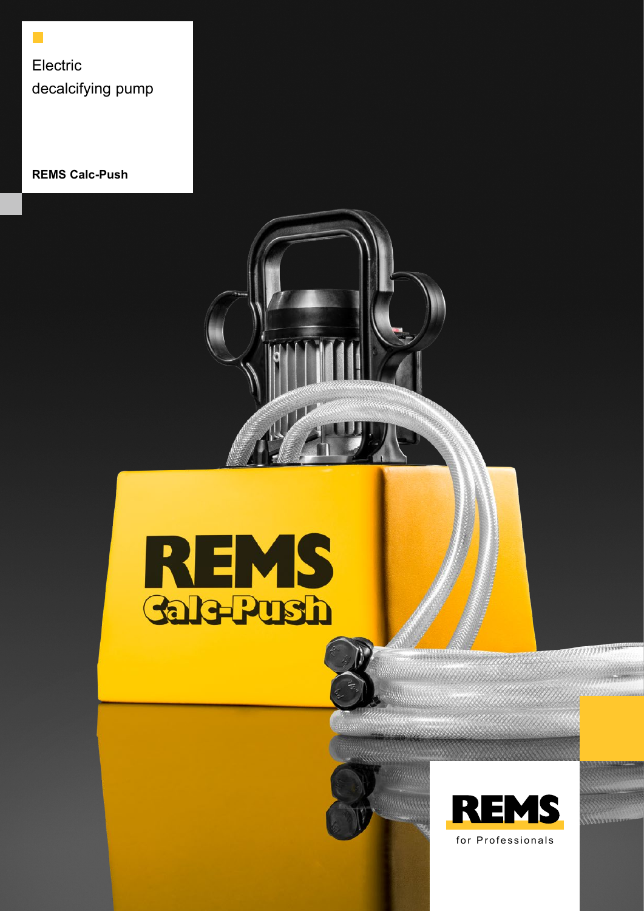Electric
decalcifying pump

**REMS Calc-Push**

REMS
for Professionals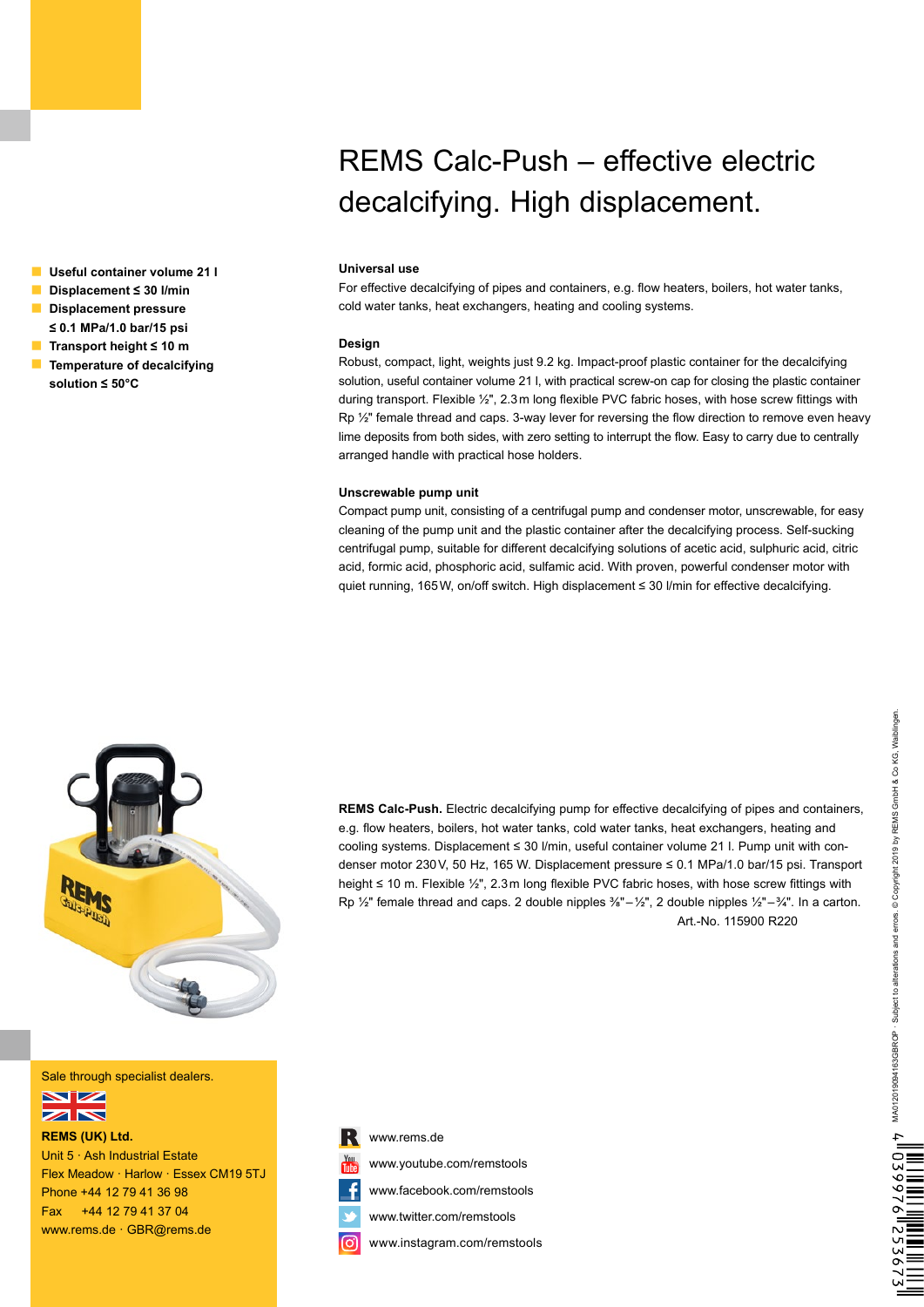# REMS Calc-Push – effective electric decalcifying. High displacement.

- **Useful container volume 21 l**
- **Displacement ≤ 30 l/min**
- **Displacement pressure ≤ 0.1 MPa/1.0 bar/15 psi**
- **Transport height ≤ 10 m**
- **Temperature of decalcifying solution ≤ 50°C**

**Universal use**

For effective decalcifying of pipes and containers, e.g. flow heaters, boilers, hot water tanks, cold water tanks, heat exchangers, heating and cooling systems.

**Design**

Robust, compact, light, weights just 9.2 kg. Impact-proof plastic container for the decalcifying solution, useful container volume 21 l, with practical screw-on cap for closing the plastic container during transport. Flexible ½", 2.3 m long flexible PVC fabric hoses, with hose screw fittings with Rp ½" female thread and caps. 3-way lever for reversing the flow direction to remove even heavy lime deposits from both sides, with zero setting to interrupt the flow. Easy to carry due to centrally arranged handle with practical hose holders.

**Unscrewable pump unit**

Compact pump unit, consisting of a centrifugal pump and condenser motor, unscrewable, for easy cleaning of the pump unit and the plastic container after the decalcifying process. Self-sucking centrifugal pump, suitable for different decalcifying solutions of acetic acid, sulphuric acid, citric acid, formic acid, phosphoric acid, sulfamic acid. With proven, powerful condenser motor with quiet running, 165 W, on/off switch. High displacement ≤ 30 l/min for effective decalcifying.

**REMS Calc-Push.** Electric decalcifying pump for effective decalcifying of pipes and containers, e.g. flow heaters, boilers, hot water tanks, cold water tanks, heat exchangers, heating and cooling systems. Displacement ≤ 30 l/min, useful container volume 21 l. Pump unit with condenser motor 230 V, 50 Hz, 165 W. Displacement pressure ≤ 0.1 MPa/1.0 bar/15 psi. Transport height ≤ 10 m. Flexible ½", 2.3 m long flexible PVC fabric hoses, with hose screw fittings with Rp ½" female thread and caps. 2 double nipples ⅜" – ½", 2 double nipples ½" – ¾". In a carton.
Art.-No. 115900 R220

Sale through specialist dealers.

**REMS (UK) Ltd.**
Unit 5 · Ash Industrial Estate
Flex Meadow · Harlow · Essex CM19 5TJ
Phone +44 12 79 41 36 98
Fax +44 12 79 41 37 04
www.rems.de · GBR@rems.de

www.rems.de
www.youtube.com/remstools
www.facebook.com/remstools
www.twitter.com/remstools
www.instagram.com/remstools

MA0120190941 63GBROP · Subject to alterations and errors. © Copyright 2019 by REMS GmbH & Co KG, Waiblingen.

4 039976 253673